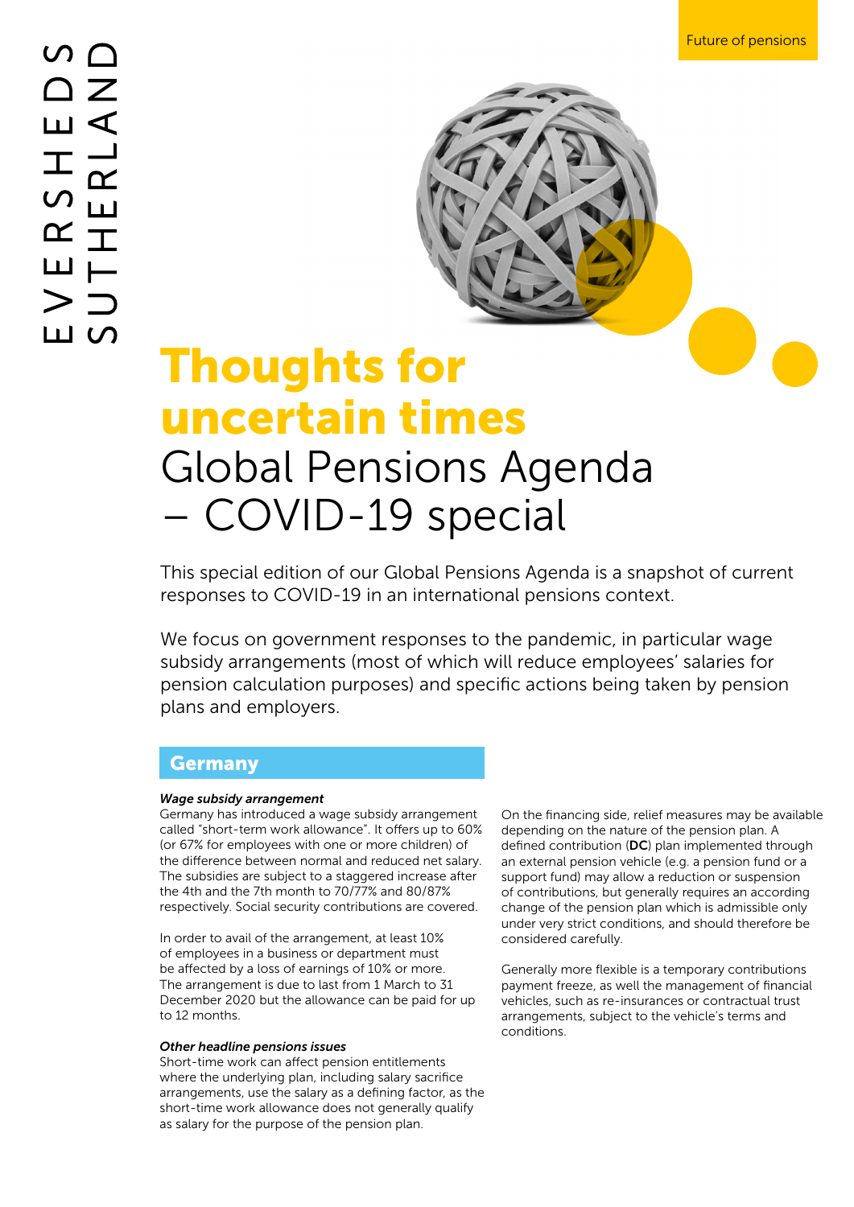# Thoughts for uncertain times

## Global Pensions Agenda – COVID-19 special

This special edition of our Global Pensions Agenda is a snapshot of current responses to COVID-19 in an international pensions context.

We focus on government responses to the pandemic, in particular wage subsidy arrangements (most of which will reduce employees' salaries for pension calculation purposes) and specific actions being taken by pension plans and employers.

## Germany

***Wage subsidy arrangement***

Germany has introduced a wage subsidy arrangement called "short-term work allowance". It offers up to 60% (or 67% for employees with one or more children) of the difference between normal and reduced net salary. The subsidies are subject to a staggered increase after the 4th and the 7th month to 70/77% and 80/87% respectively. Social security contributions are covered.

In order to avail of the arrangement, at least 10% of employees in a business or department must be affected by a loss of earnings of 10% or more. The arrangement is due to last from 1 March to 31 December 2020 but the allowance can be paid for up to 12 months.

***Other headline pensions issues***

Short-time work can affect pension entitlements where the underlying plan, including salary sacrifice arrangements, use the salary as a defining factor, as the short-time work allowance does not generally qualify as salary for the purpose of the pension plan.

On the financing side, relief measures may be available depending on the nature of the pension plan. A defined contribution (**DC**) plan implemented through an external pension vehicle (e.g. a pension fund or a support fund) may allow a reduction or suspension of contributions, but generally requires an according change of the pension plan which is admissible only under very strict conditions, and should therefore be considered carefully.

Generally more flexible is a temporary contributions payment freeze, as well the management of financial vehicles, such as re-insurances or contractual trust arrangements, subject to the vehicle's terms and conditions.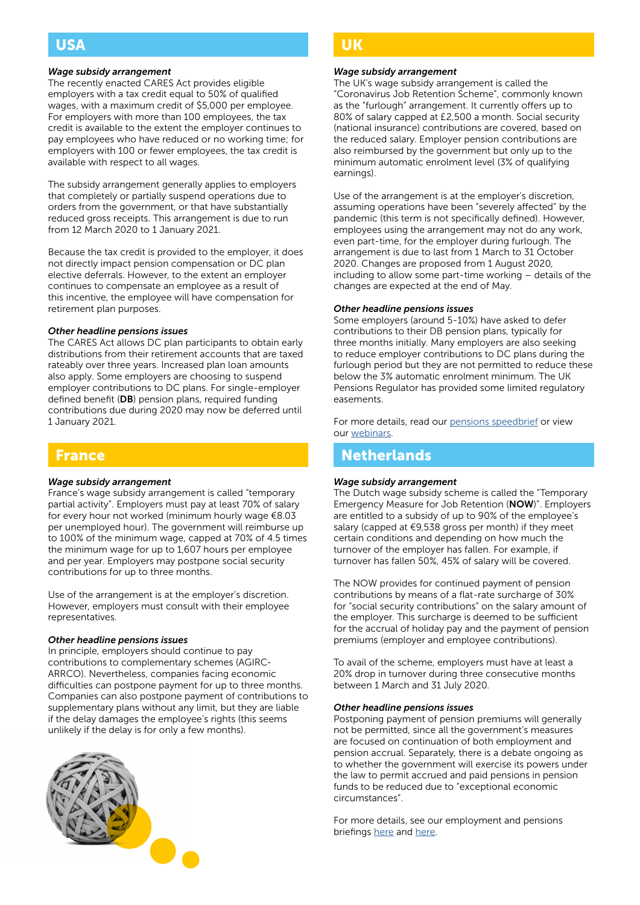## USA

***Wage subsidy arrangement***
The recently enacted CARES Act provides eligible employers with a tax credit equal to 50% of qualified wages, with a maximum credit of $5,000 per employee. For employers with more than 100 employees, the tax credit is available to the extent the employer continues to pay employees who have reduced or no working time; for employers with 100 or fewer employees, the tax credit is available with respect to all wages.

The subsidy arrangement generally applies to employers that completely or partially suspend operations due to orders from the government, or that have substantially reduced gross receipts. This arrangement is due to run from 12 March 2020 to 1 January 2021.

Because the tax credit is provided to the employer, it does not directly impact pension compensation or DC plan elective deferrals. However, to the extent an employer continues to compensate an employee as a result of this incentive, the employee will have compensation for retirement plan purposes.

***Other headline pensions issues***
The CARES Act allows DC plan participants to obtain early distributions from their retirement accounts that are taxed rateably over three years. Increased plan loan amounts also apply. Some employers are choosing to suspend employer contributions to DC plans. For single-employer defined benefit (**DB**) pension plans, required funding contributions due during 2020 may now be deferred until 1 January 2021.

## France

***Wage subsidy arrangement***
France's wage subsidy arrangement is called "temporary partial activity". Employers must pay at least 70% of salary for every hour not worked (minimum hourly wage €8.03 per unemployed hour). The government will reimburse up to 100% of the minimum wage, capped at 70% of 4.5 times the minimum wage for up to 1,607 hours per employee and per year. Employers may postpone social security contributions for up to three months.

Use of the arrangement is at the employer's discretion. However, employers must consult with their employee representatives.

***Other headline pensions issues***
In principle, employers should continue to pay contributions to complementary schemes (AGIRC-ARRCO). Nevertheless, companies facing economic difficulties can postpone payment for up to three months. Companies can also postpone payment of contributions to supplementary plans without any limit, but they are liable if the delay damages the employee's rights (this seems unlikely if the delay is for only a few months).

## UK

***Wage subsidy arrangement***
The UK's wage subsidy arrangement is called the "Coronavirus Job Retention Scheme", commonly known as the "furlough" arrangement. It currently offers up to 80% of salary capped at £2,500 a month. Social security (national insurance) contributions are covered, based on the reduced salary. Employer pension contributions are also reimbursed by the government but only up to the minimum automatic enrolment level (3% of qualifying earnings).

Use of the arrangement is at the employer's discretion, assuming operations have been "severely affected" by the pandemic (this term is not specifically defined). However, employees using the arrangement may not do any work, even part-time, for the employer during furlough. The arrangement is due to last from 1 March to 31 October 2020. Changes are proposed from 1 August 2020, including to allow some part-time working – details of the changes are expected at the end of May.

***Other headline pensions issues***
Some employers (around 5-10%) have asked to defer contributions to their DB pension plans, typically for three months initially. Many employers are also seeking to reduce employer contributions to DC plans during the furlough period but they are not permitted to reduce these below the 3% automatic enrolment minimum. The UK Pensions Regulator has provided some limited regulatory easements.

For more details, read our pensions speedbrief or view our webinars.

## Netherlands

***Wage subsidy arrangement***
The Dutch wage subsidy scheme is called the "Temporary Emergency Measure for Job Retention (**NOW**)". Employers are entitled to a subsidy of up to 90% of the employee's salary (capped at €9,538 gross per month) if they meet certain conditions and depending on how much the turnover of the employer has fallen. For example, if turnover has fallen 50%, 45% of salary will be covered.

The NOW provides for continued payment of pension contributions by means of a flat-rate surcharge of 30% for "social security contributions" on the salary amount of the employer. This surcharge is deemed to be sufficient for the accrual of holiday pay and the payment of pension premiums (employer and employee contributions).

To avail of the scheme, employers must have at least a 20% drop in turnover during three consecutive months between 1 March and 31 July 2020.

***Other headline pensions issues***
Postponing payment of pension premiums will generally not be permitted, since all the government's measures are focused on continuation of both employment and pension accrual. Separately, there is a debate ongoing as to whether the government will exercise its powers under the law to permit accrued and paid pensions in pension funds to be reduced due to "exceptional economic circumstances".

For more details, see our employment and pensions briefings here and here.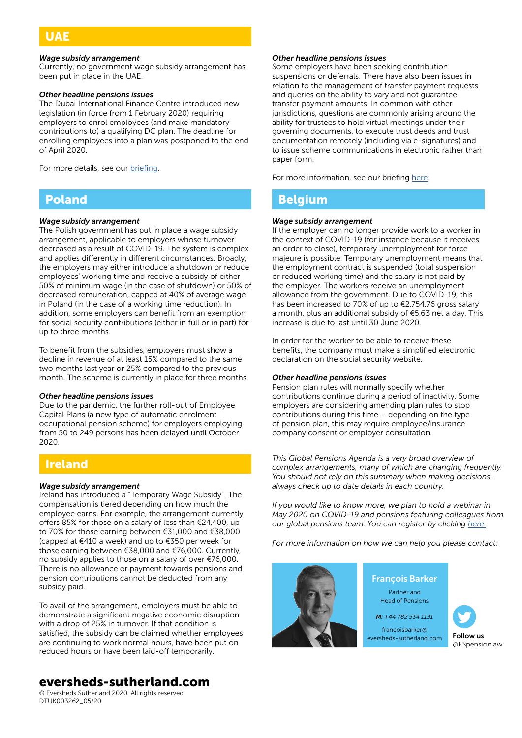## UAE

***Wage subsidy arrangement***

Currently, no government wage subsidy arrangement has been put in place in the UAE.

***Other headline pensions issues***

The Dubai International Finance Centre introduced new legislation (in force from 1 February 2020) requiring employers to enrol employees (and make mandatory contributions to) a qualifying DC plan. The deadline for enrolling employees into a plan was postponed to the end of April 2020.

For more details, see our briefing.

## Poland

***Wage subsidy arrangement***

The Polish government has put in place a wage subsidy arrangement, applicable to employers whose turnover decreased as a result of COVID-19. The system is complex and applies differently in different circumstances. Broadly, the employers may either introduce a shutdown or reduce employees' working time and receive a subsidy of either 50% of minimum wage (in the case of shutdown) or 50% of decreased remuneration, capped at 40% of average wage in Poland (in the case of a working time reduction). In addition, some employers can benefit from an exemption for social security contributions (either in full or in part) for up to three months.

To benefit from the subsidies, employers must show a decline in revenue of at least 15% compared to the same two months last year or 25% compared to the previous month. The scheme is currently in place for three months.

***Other headline pensions issues***

Due to the pandemic, the further roll-out of Employee Capital Plans (a new type of automatic enrolment occupational pension scheme) for employers employing from 50 to 249 persons has been delayed until October 2020.

## Ireland

***Wage subsidy arrangement***

Ireland has introduced a "Temporary Wage Subsidy". The compensation is tiered depending on how much the employee earns. For example, the arrangement currently offers 85% for those on a salary of less than €24,400, up to 70% for those earning between €31,000 and €38,000 (capped at €410 a week) and up to €350 per week for those earning between €38,000 and €76,000. Currently, no subsidy applies to those on a salary of over €76,000. There is no allowance or payment towards pensions and pension contributions cannot be deducted from any subsidy paid.

To avail of the arrangement, employers must be able to demonstrate a significant negative economic disruption with a drop of 25% in turnover. If that condition is satisfied, the subsidy can be claimed whether employees are continuing to work normal hours, have been put on reduced hours or have been laid-off temporarily.

***Other headline pensions issues***

Some employers have been seeking contribution suspensions or deferrals. There have also been issues in relation to the management of transfer payment requests and queries on the ability to vary and not guarantee transfer payment amounts. In common with other jurisdictions, questions are commonly arising around the ability for trustees to hold virtual meetings under their governing documents, to execute trust deeds and trust documentation remotely (including via e-signatures) and to issue scheme communications in electronic rather than paper form.

For more information, see our briefing here.

## Belgium

***Wage subsidy arrangement***

If the employer can no longer provide work to a worker in the context of COVID-19 (for instance because it receives an order to close), temporary unemployment for force majeure is possible. Temporary unemployment means that the employment contract is suspended (total suspension or reduced working time) and the salary is not paid by the employer. The workers receive an unemployment allowance from the government. Due to COVID-19, this has been increased to 70% of up to €2,754.76 gross salary a month, plus an additional subsidy of €5.63 net a day. This increase is due to last until 30 June 2020.

In order for the worker to be able to receive these benefits, the company must make a simplified electronic declaration on the social security website.

***Other headline pensions issues***

Pension plan rules will normally specify whether contributions continue during a period of inactivity. Some employers are considering amending plan rules to stop contributions during this time – depending on the type of pension plan, this may require employee/insurance company consent or employer consultation.

*This Global Pensions Agenda is a very broad overview of complex arrangements, many of which are changing frequently. You should not rely on this summary when making decisions - always check up to date details in each country.*

*If you would like to know more, we plan to hold a webinar in May 2020 on COVID-19 and pensions featuring colleagues from our global pensions team. You can register by clicking here.*

*For more information on how we can help you please contact:*

**François Barker**
Partner and
Head of Pensions

***M:*** *+44 782 534 1131*

francoisbarker@eversheds-sutherland.com

**Follow us**
@ESpensionlaw

**eversheds-sutherland.com**

© Eversheds Sutherland 2020. All rights reserved.
DTUK003262_05/20